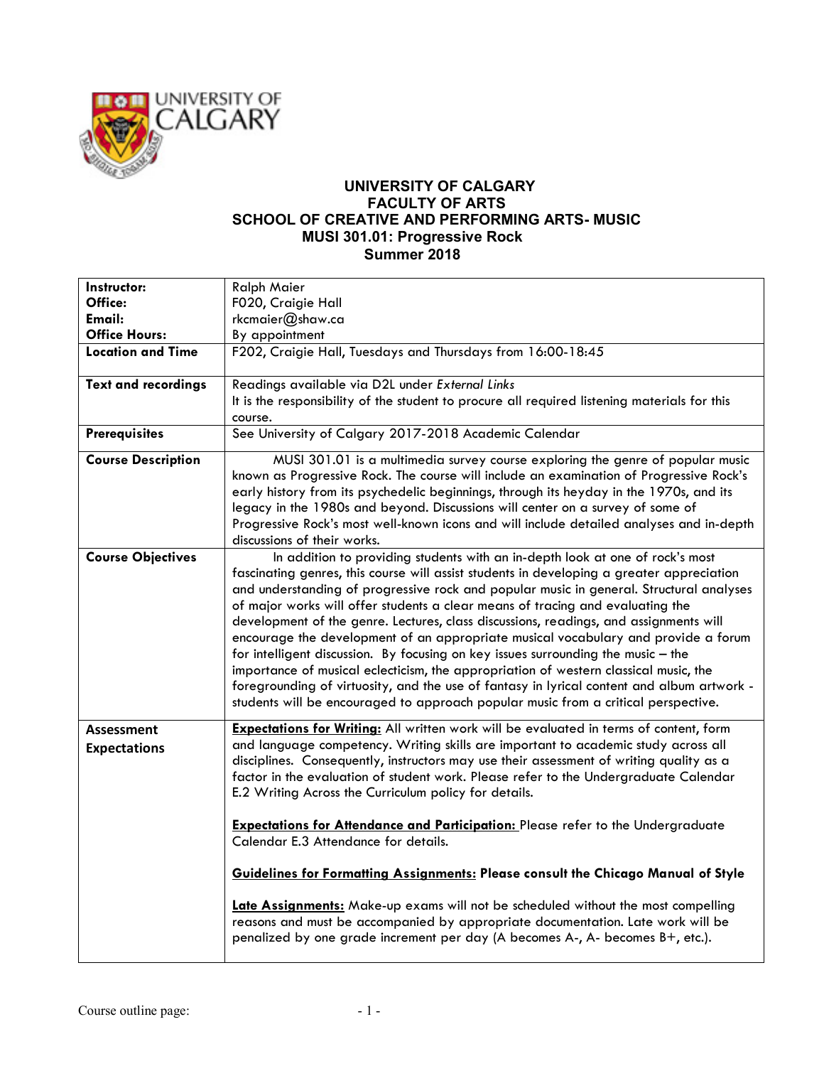# UNIVERSITY OF CALGARY
## FACULTY OF ARTS
## SCHOOL OF CREATIVE AND PERFORMING ARTS- MUSIC
## MUSI 301.01: Progressive Rock
## Summer 2018

| | |
|---|---|
| **Instructor:**<br>**Office:**<br>**Email:**<br>**Office Hours:** | Ralph Maier<br>F020, Craigie Hall<br>rkcmaier@shaw.ca<br>By appointment |
| **Location and Time** | F202, Craigie Hall, Tuesdays and Thursdays from 16:00-18:45 |
| **Text and recordings** | Readings available via D2L under *External Links*<br>It is the responsibility of the student to procure all required listening materials for this course. |
| **Prerequisites** | See University of Calgary 2017-2018 Academic Calendar |
| **Course Description** | MUSI 301.01 is a multimedia survey course exploring the genre of popular music known as Progressive Rock. The course will include an examination of Progressive Rock's early history from its psychedelic beginnings, through its heyday in the 1970s, and its legacy in the 1980s and beyond. Discussions will center on a survey of some of Progressive Rock's most well-known icons and will include detailed analyses and in-depth discussions of their works. |
| **Course Objectives** | In addition to providing students with an in-depth look at one of rock's most fascinating genres, this course will assist students in developing a greater appreciation and understanding of progressive rock and popular music in general. Structural analyses of major works will offer students a clear means of tracing and evaluating the development of the genre. Lectures, class discussions, readings, and assignments will encourage the development of an appropriate musical vocabulary and provide a forum for intelligent discussion. By focusing on key issues surrounding the music – the importance of musical eclecticism, the appropriation of western classical music, the foregrounding of virtuosity, and the use of fantasy in lyrical content and album artwork - students will be encouraged to approach popular music from a critical perspective. |
| **Assessment Expectations** | **Expectations for Writing:** All written work will be evaluated in terms of content, form and language competency. Writing skills are important to academic study across all disciplines. Consequently, instructors may use their assessment of writing quality as a factor in the evaluation of student work. Please refer to the Undergraduate Calendar E.2 Writing Across the Curriculum policy for details.<br><br>**Expectations for Attendance and Participation:** Please refer to the Undergraduate Calendar E.3 Attendance for details.<br><br>**Guidelines for Formatting Assignments: Please consult the Chicago Manual of Style**<br><br>**Late Assignments:** Make-up exams will not be scheduled without the most compelling reasons and must be accompanied by appropriate documentation. Late work will be penalized by one grade increment per day (A becomes A-, A- becomes B+, etc.). |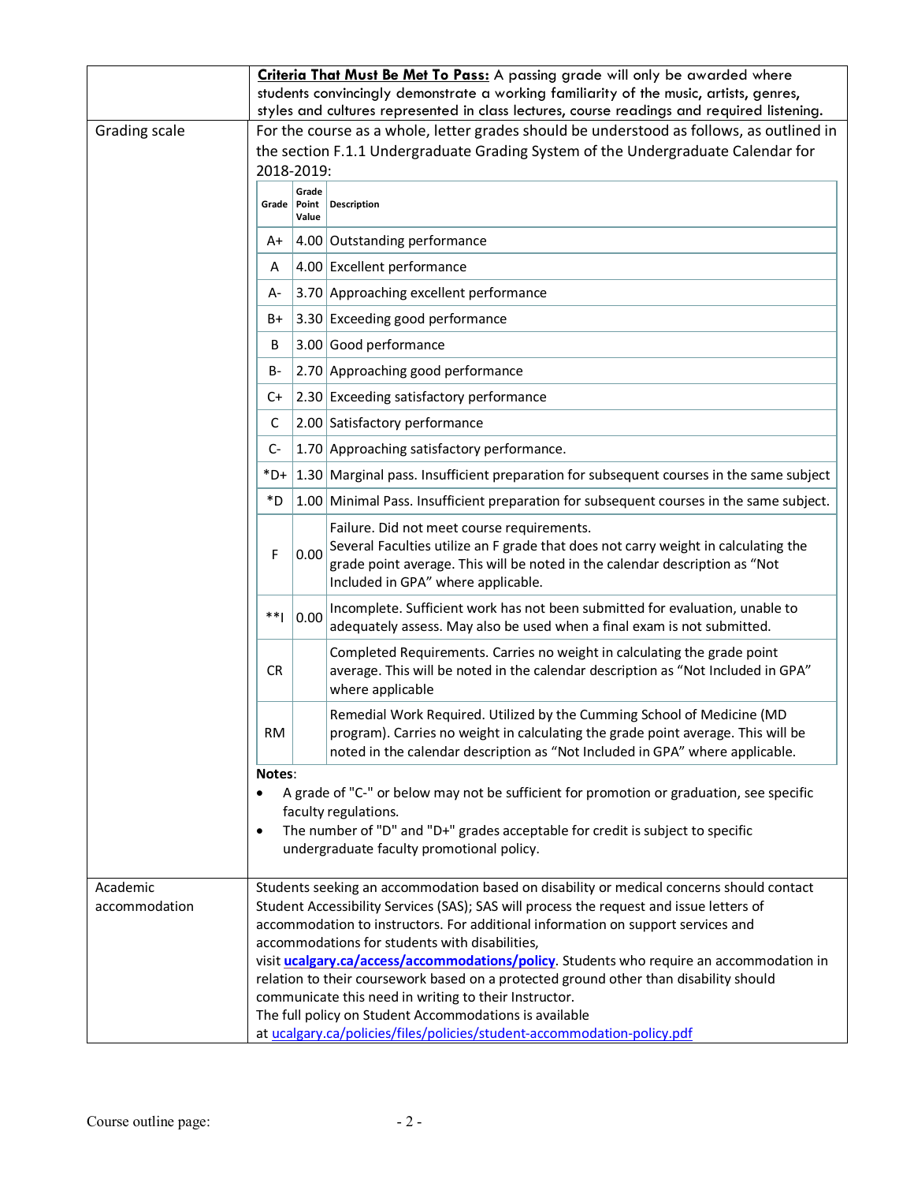| | |
|---|---|
| | **Criteria That Must Be Met To Pass:** A passing grade will only be awarded where students convincingly demonstrate a working familiarity of the music, artists, genres, styles and cultures represented in class lectures, course readings and required listening. |
| Grading scale | For the course as a whole, letter grades should be understood as follows, as outlined in the section F.1.1 Undergraduate Grading System of the Undergraduate Calendar for 2018-2019: |

| Grade | Grade Point Value | Description |
|---|---|---|
| A+ | 4.00 | Outstanding performance |
| A | 4.00 | Excellent performance |
| A- | 3.70 | Approaching excellent performance |
| B+ | 3.30 | Exceeding good performance |
| B | 3.00 | Good performance |
| B- | 2.70 | Approaching good performance |
| C+ | 2.30 | Exceeding satisfactory performance |
| C | 2.00 | Satisfactory performance |
| C- | 1.70 | Approaching satisfactory performance. |
| *D+ | 1.30 | Marginal pass. Insufficient preparation for subsequent courses in the same subject |
| *D | 1.00 | Minimal Pass. Insufficient preparation for subsequent courses in the same subject. |
| F | 0.00 | Failure. Did not meet course requirements. Several Faculties utilize an F grade that does not carry weight in calculating the grade point average. This will be noted in the calendar description as "Not Included in GPA" where applicable. |
| **I | 0.00 | Incomplete. Sufficient work has not been submitted for evaluation, unable to adequately assess. May also be used when a final exam is not submitted. |
| CR | | Completed Requirements. Carries no weight in calculating the grade point average. This will be noted in the calendar description as "Not Included in GPA" where applicable |
| RM | | Remedial Work Required. Utilized by the Cumming School of Medicine (MD program). Carries no weight in calculating the grade point average. This will be noted in the calendar description as "Not Included in GPA" where applicable. |

**Notes**:

- A grade of "C-" or below may not be sufficient for promotion or graduation, see specific faculty regulations.
- The number of "D" and "D+" grades acceptable for credit is subject to specific undergraduate faculty promotional policy.

| | |
|---|---|
| Academic accommodation | Students seeking an accommodation based on disability or medical concerns should contact Student Accessibility Services (SAS); SAS will process the request and issue letters of accommodation to instructors. For additional information on support services and accommodations for students with disabilities, visit **ucalgary.ca/access/accommodations/policy**. Students who require an accommodation in relation to their coursework based on a protected ground other than disability should communicate this need in writing to their Instructor. The full policy on Student Accommodations is available at ucalgary.ca/policies/files/policies/student-accommodation-policy.pdf |

Course outline page: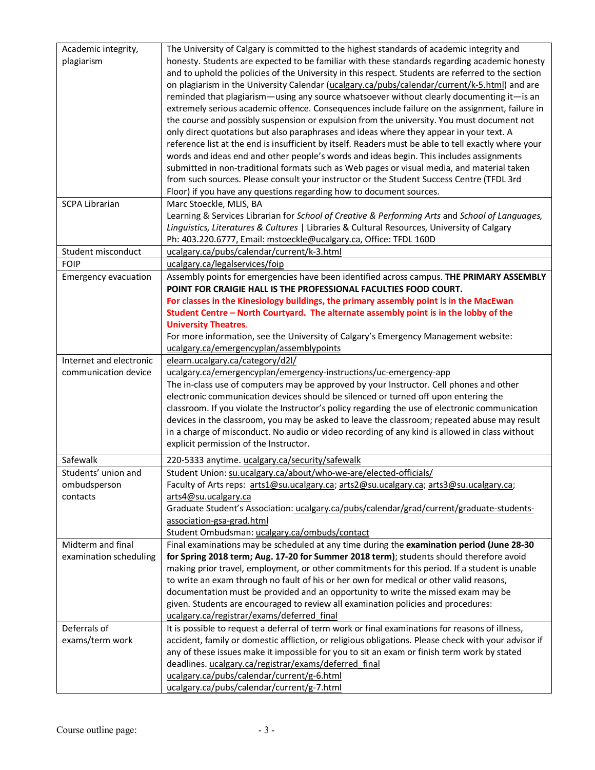| | |
|---|---|
| Academic integrity, plagiarism | The University of Calgary is committed to the highest standards of academic integrity and honesty. Students are expected to be familiar with these standards regarding academic honesty and to uphold the policies of the University in this respect. Students are referred to the section on plagiarism in the University Calendar (ucalgary.ca/pubs/calendar/current/k-5.html) and are reminded that plagiarism—using any source whatsoever without clearly documenting it—is an extremely serious academic offence. Consequences include failure on the assignment, failure in the course and possibly suspension or expulsion from the university. You must document not only direct quotations but also paraphrases and ideas where they appear in your text. A reference list at the end is insufficient by itself. Readers must be able to tell exactly where your words and ideas end and other people's words and ideas begin. This includes assignments submitted in non-traditional formats such as Web pages or visual media, and material taken from such sources. Please consult your instructor or the Student Success Centre (TFDL 3rd Floor) if you have any questions regarding how to document sources. |
| SCPA Librarian | Marc Stoeckle, MLIS, BA<br>Learning & Services Librarian for *School of Creative & Performing Arts* and *School of Languages, Linguistics, Literatures & Cultures* \| Libraries & Cultural Resources, University of Calgary<br>Ph: 403.220.6777, Email: mstoeckle@ucalgary.ca, Office: TFDL 160D |
| Student misconduct | ucalgary.ca/pubs/calendar/current/k-3.html |
| FOIP | ucalgary.ca/legalservices/foip |
| Emergency evacuation | Assembly points for emergencies have been identified across campus. **THE PRIMARY ASSEMBLY POINT FOR CRAIGIE HALL IS THE PROFESSIONAL FACULTIES FOOD COURT.**<br>**For classes in the Kinesiology buildings, the primary assembly point is in the MacEwan Student Centre – North Courtyard. The alternate assembly point is in the lobby of the University Theatres.**<br>For more information, see the University of Calgary's Emergency Management website: ucalgary.ca/emergencyplan/assemblypoints |
| Internet and electronic communication device | elearn.ucalgary.ca/category/d2l/<br>ucalgary.ca/emergencyplan/emergency-instructions/uc-emergency-app<br>The in-class use of computers may be approved by your Instructor. Cell phones and other electronic communication devices should be silenced or turned off upon entering the classroom. If you violate the Instructor's policy regarding the use of electronic communication devices in the classroom, you may be asked to leave the classroom; repeated abuse may result in a charge of misconduct. No audio or video recording of any kind is allowed in class without explicit permission of the Instructor. |
| Safewalk | 220-5333 anytime. ucalgary.ca/security/safewalk |
| Students' union and ombudsperson contacts | Student Union: su.ucalgary.ca/about/who-we-are/elected-officials/<br>Faculty of Arts reps: arts1@su.ucalgary.ca; arts2@su.ucalgary.ca; arts3@su.ucalgary.ca; arts4@su.ucalgary.ca<br>Graduate Student's Association: ucalgary.ca/pubs/calendar/grad/current/graduate-students-association-gsa-grad.html<br>Student Ombudsman: ucalgary.ca/ombuds/contact |
| Midterm and final examination scheduling | Final examinations may be scheduled at any time during the **examination period (June 28-30 for Spring 2018 term; Aug. 17-20 for Summer 2018 term)**; students should therefore avoid making prior travel, employment, or other commitments for this period. If a student is unable to write an exam through no fault of his or her own for medical or other valid reasons, documentation must be provided and an opportunity to write the missed exam may be given. Students are encouraged to review all examination policies and procedures: ucalgary.ca/registrar/exams/deferred_final |
| Deferrals of exams/term work | It is possible to request a deferral of term work or final examinations for reasons of illness, accident, family or domestic affliction, or religious obligations. Please check with your advisor if any of these issues make it impossible for you to sit an exam or finish term work by stated deadlines. ucalgary.ca/registrar/exams/deferred_final<br>ucalgary.ca/pubs/calendar/current/g-6.html<br>ucalgary.ca/pubs/calendar/current/g-7.html |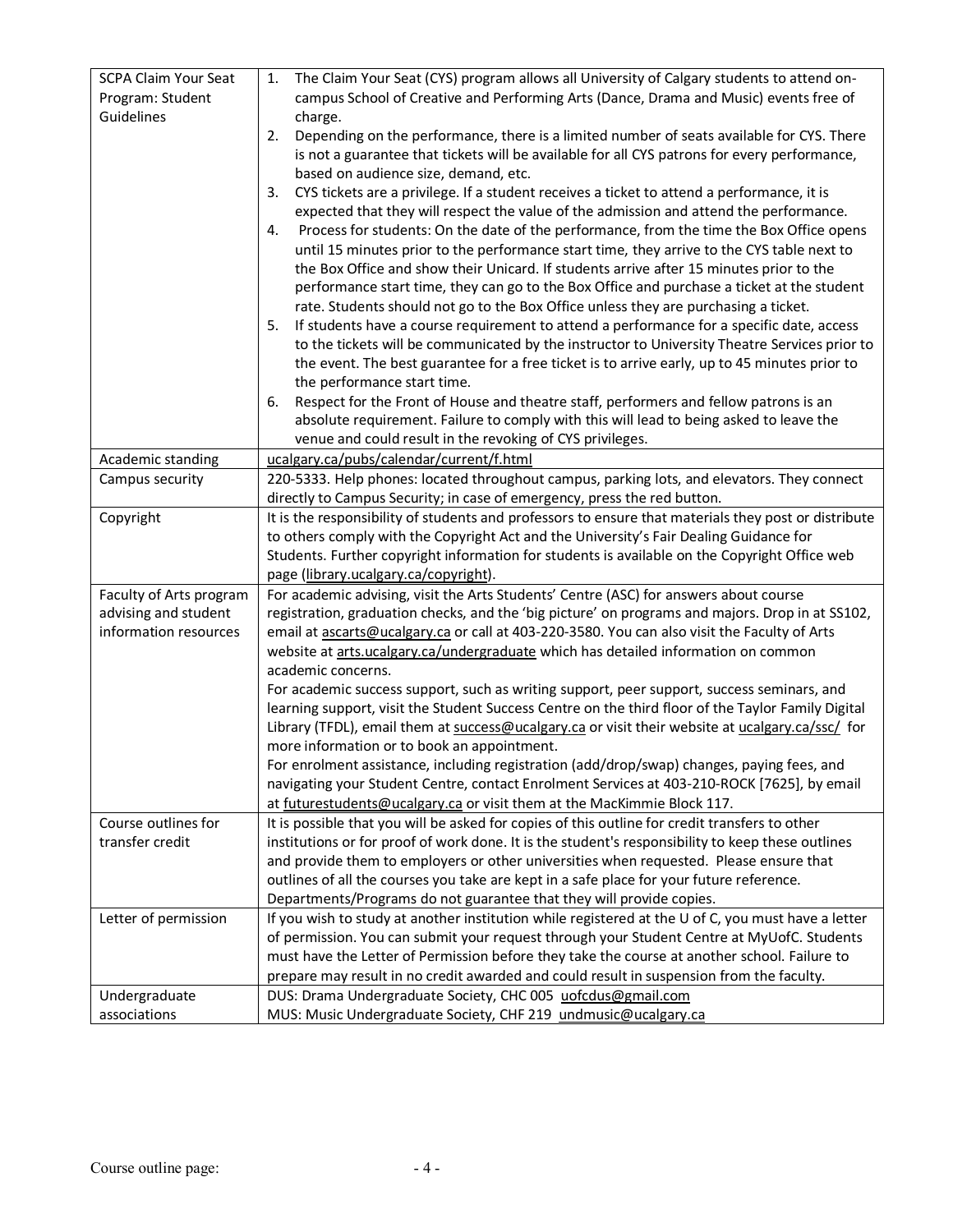| | |
|---|---|
| SCPA Claim Your Seat Program: Student Guidelines | 1. The Claim Your Seat (CYS) program allows all University of Calgary students to attend on-campus School of Creative and Performing Arts (Dance, Drama and Music) events free of charge.<br>2. Depending on the performance, there is a limited number of seats available for CYS. There is not a guarantee that tickets will be available for all CYS patrons for every performance, based on audience size, demand, etc.<br>3. CYS tickets are a privilege. If a student receives a ticket to attend a performance, it is expected that they will respect the value of the admission and attend the performance.<br>4. Process for students: On the date of the performance, from the time the Box Office opens until 15 minutes prior to the performance start time, they arrive to the CYS table next to the Box Office and show their Unicard. If students arrive after 15 minutes prior to the performance start time, they can go to the Box Office and purchase a ticket at the student rate. Students should not go to the Box Office unless they are purchasing a ticket.<br>5. If students have a course requirement to attend a performance for a specific date, access to the tickets will be communicated by the instructor to University Theatre Services prior to the event. The best guarantee for a free ticket is to arrive early, up to 45 minutes prior to the performance start time.<br>6. Respect for the Front of House and theatre staff, performers and fellow patrons is an absolute requirement. Failure to comply with this will lead to being asked to leave the venue and could result in the revoking of CYS privileges. |
| Academic standing | ucalgary.ca/pubs/calendar/current/f.html |
| Campus security | 220-5333. Help phones: located throughout campus, parking lots, and elevators. They connect directly to Campus Security; in case of emergency, press the red button. |
| Copyright | It is the responsibility of students and professors to ensure that materials they post or distribute to others comply with the Copyright Act and the University's Fair Dealing Guidance for Students. Further copyright information for students is available on the Copyright Office web page (library.ucalgary.ca/copyright). |
| Faculty of Arts program advising and student information resources | For academic advising, visit the Arts Students' Centre (ASC) for answers about course registration, graduation checks, and the 'big picture' on programs and majors. Drop in at SS102, email at ascarts@ucalgary.ca or call at 403-220-3580. You can also visit the Faculty of Arts website at arts.ucalgary.ca/undergraduate which has detailed information on common academic concerns.<br>For academic success support, such as writing support, peer support, success seminars, and learning support, visit the Student Success Centre on the third floor of the Taylor Family Digital Library (TFDL), email them at success@ucalgary.ca or visit their website at ucalgary.ca/ssc/ for more information or to book an appointment.<br>For enrolment assistance, including registration (add/drop/swap) changes, paying fees, and navigating your Student Centre, contact Enrolment Services at 403-210-ROCK [7625], by email at futurestudents@ucalgary.ca or visit them at the MacKimmie Block 117. |
| Course outlines for transfer credit | It is possible that you will be asked for copies of this outline for credit transfers to other institutions or for proof of work done. It is the student's responsibility to keep these outlines and provide them to employers or other universities when requested. Please ensure that outlines of all the courses you take are kept in a safe place for your future reference. Departments/Programs do not guarantee that they will provide copies. |
| Letter of permission | If you wish to study at another institution while registered at the U of C, you must have a letter of permission. You can submit your request through your Student Centre at MyUofC. Students must have the Letter of Permission before they take the course at another school. Failure to prepare may result in no credit awarded and could result in suspension from the faculty. |
| Undergraduate associations | DUS: Drama Undergraduate Society, CHC 005 uofcdus@gmail.com<br>MUS: Music Undergraduate Society, CHF 219 undmusic@ucalgary.ca |

Course outline page: